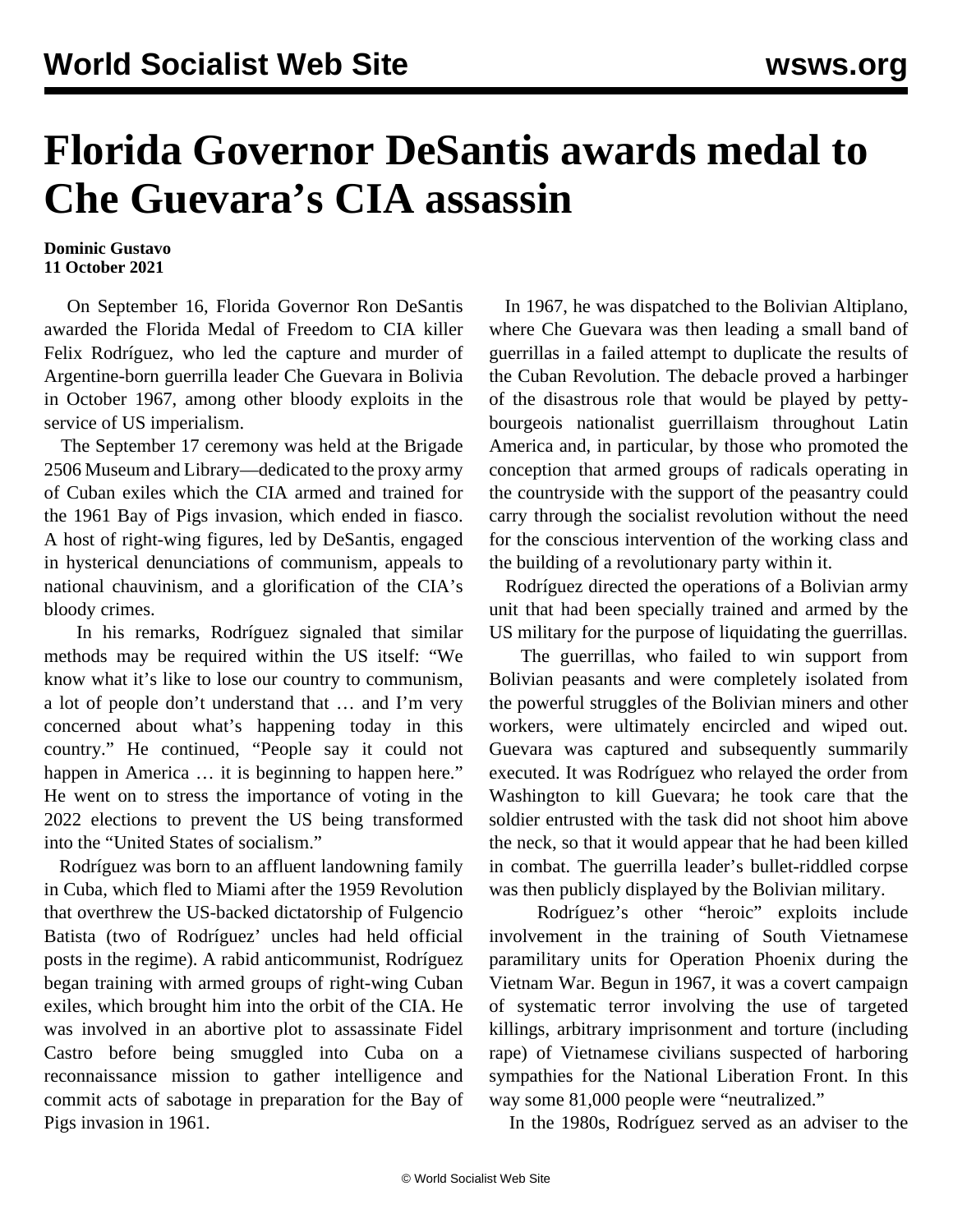# Florida Governor DeSantis awards medal to Che Guevara's CIA assassin

**Dominic Gustavo**
**11 October 2021**

On September 16, Florida Governor Ron DeSantis awarded the Florida Medal of Freedom to CIA killer Felix Rodríguez, who led the capture and murder of Argentine-born guerrilla leader Che Guevara in Bolivia in October 1967, among other bloody exploits in the service of US imperialism.

The September 17 ceremony was held at the Brigade 2506 Museum and Library—dedicated to the proxy army of Cuban exiles which the CIA armed and trained for the 1961 Bay of Pigs invasion, which ended in fiasco. A host of right-wing figures, led by DeSantis, engaged in hysterical denunciations of communism, appeals to national chauvinism, and a glorification of the CIA's bloody crimes.

In his remarks, Rodríguez signaled that similar methods may be required within the US itself: "We know what it's like to lose our country to communism, a lot of people don't understand that … and I'm very concerned about what's happening today in this country." He continued, "People say it could not happen in America … it is beginning to happen here." He went on to stress the importance of voting in the 2022 elections to prevent the US being transformed into the "United States of socialism."

Rodríguez was born to an affluent landowning family in Cuba, which fled to Miami after the 1959 Revolution that overthrew the US-backed dictatorship of Fulgencio Batista (two of Rodríguez' uncles had held official posts in the regime). A rabid anticommunist, Rodríguez began training with armed groups of right-wing Cuban exiles, which brought him into the orbit of the CIA. He was involved in an abortive plot to assassinate Fidel Castro before being smuggled into Cuba on a reconnaissance mission to gather intelligence and commit acts of sabotage in preparation for the Bay of Pigs invasion in 1961.

In 1967, he was dispatched to the Bolivian Altiplano, where Che Guevara was then leading a small band of guerrillas in a failed attempt to duplicate the results of the Cuban Revolution. The debacle proved a harbinger of the disastrous role that would be played by petty-bourgeois nationalist guerrillaism throughout Latin America and, in particular, by those who promoted the conception that armed groups of radicals operating in the countryside with the support of the peasantry could carry through the socialist revolution without the need for the conscious intervention of the working class and the building of a revolutionary party within it.

Rodríguez directed the operations of a Bolivian army unit that had been specially trained and armed by the US military for the purpose of liquidating the guerrillas.

The guerrillas, who failed to win support from Bolivian peasants and were completely isolated from the powerful struggles of the Bolivian miners and other workers, were ultimately encircled and wiped out. Guevara was captured and subsequently summarily executed. It was Rodríguez who relayed the order from Washington to kill Guevara; he took care that the soldier entrusted with the task did not shoot him above the neck, so that it would appear that he had been killed in combat. The guerrilla leader's bullet-riddled corpse was then publicly displayed by the Bolivian military.

Rodríguez's other "heroic" exploits include involvement in the training of South Vietnamese paramilitary units for Operation Phoenix during the Vietnam War. Begun in 1967, it was a covert campaign of systematic terror involving the use of targeted killings, arbitrary imprisonment and torture (including rape) of Vietnamese civilians suspected of harboring sympathies for the National Liberation Front. In this way some 81,000 people were "neutralized."

In the 1980s, Rodríguez served as an adviser to the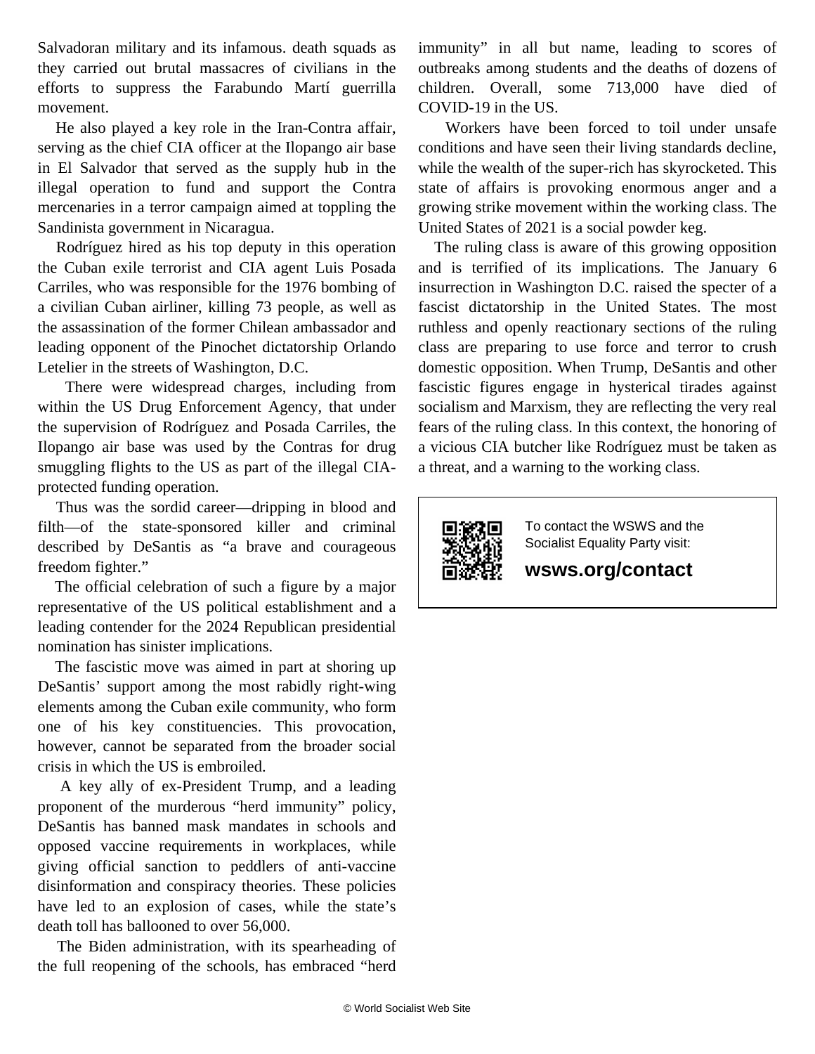Salvadoran military and its infamous. death squads as they carried out brutal massacres of civilians in the efforts to suppress the Farabundo Martí guerrilla movement.

He also played a key role in the Iran-Contra affair, serving as the chief CIA officer at the Ilopango air base in El Salvador that served as the supply hub in the illegal operation to fund and support the Contra mercenaries in a terror campaign aimed at toppling the Sandinista government in Nicaragua.

Rodríguez hired as his top deputy in this operation the Cuban exile terrorist and CIA agent Luis Posada Carriles, who was responsible for the 1976 bombing of a civilian Cuban airliner, killing 73 people, as well as the assassination of the former Chilean ambassador and leading opponent of the Pinochet dictatorship Orlando Letelier in the streets of Washington, D.C.

There were widespread charges, including from within the US Drug Enforcement Agency, that under the supervision of Rodríguez and Posada Carriles, the Ilopango air base was used by the Contras for drug smuggling flights to the US as part of the illegal CIA-protected funding operation.

Thus was the sordid career—dripping in blood and filth—of the state-sponsored killer and criminal described by DeSantis as "a brave and courageous freedom fighter."

The official celebration of such a figure by a major representative of the US political establishment and a leading contender for the 2024 Republican presidential nomination has sinister implications.

The fascistic move was aimed in part at shoring up DeSantis' support among the most rabidly right-wing elements among the Cuban exile community, who form one of his key constituencies. This provocation, however, cannot be separated from the broader social crisis in which the US is embroiled.

A key ally of ex-President Trump, and a leading proponent of the murderous "herd immunity" policy, DeSantis has banned mask mandates in schools and opposed vaccine requirements in workplaces, while giving official sanction to peddlers of anti-vaccine disinformation and conspiracy theories. These policies have led to an explosion of cases, while the state's death toll has ballooned to over 56,000.

The Biden administration, with its spearheading of the full reopening of the schools, has embraced "herd immunity" in all but name, leading to scores of outbreaks among students and the deaths of dozens of children. Overall, some 713,000 have died of COVID-19 in the US.

Workers have been forced to toil under unsafe conditions and have seen their living standards decline, while the wealth of the super-rich has skyrocketed. This state of affairs is provoking enormous anger and a growing strike movement within the working class. The United States of 2021 is a social powder keg.

The ruling class is aware of this growing opposition and is terrified of its implications. The January 6 insurrection in Washington D.C. raised the specter of a fascist dictatorship in the United States. The most ruthless and openly reactionary sections of the ruling class are preparing to use force and terror to crush domestic opposition. When Trump, DeSantis and other fascistic figures engage in hysterical tirades against socialism and Marxism, they are reflecting the very real fears of the ruling class. In this context, the honoring of a vicious CIA butcher like Rodríguez must be taken as a threat, and a warning to the working class.

To contact the WSWS and the Socialist Equality Party visit:

**wsws.org/contact**